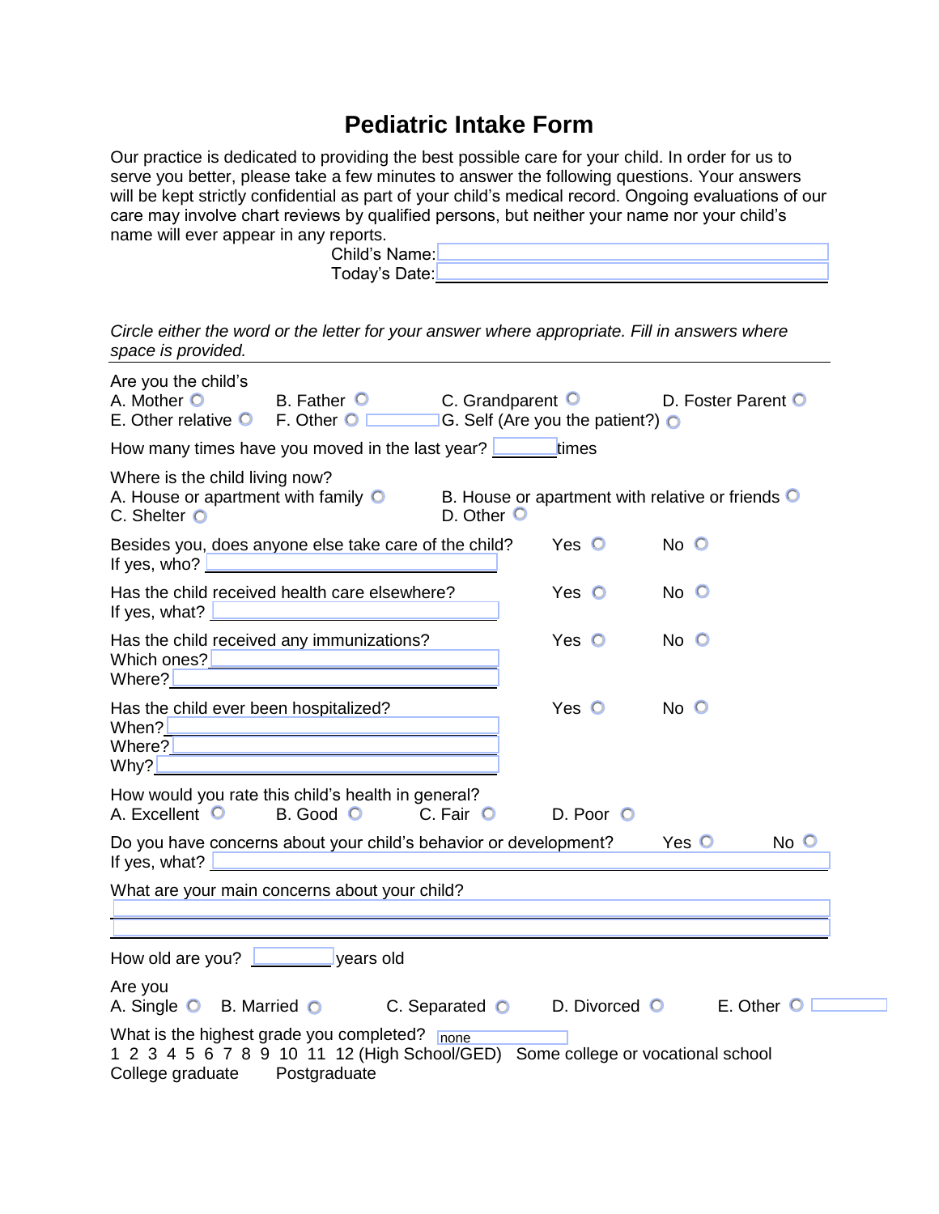# Pediatric Intake Form

Our practice is dedicated to providing the best possible care for your child. In order for us to serve you better, please take a few minutes to answer the following questions. Your answers will be kept strictly confidential as part of your child's medical record. Ongoing evaluations of our care may involve chart reviews by qualified persons, but neither your name nor your child's name will ever appear in any reports.

Child's Name: ____________________

Today's Date: ____________________

*Circle either the word or the letter for your answer where appropriate. Fill in answers where space is provided.*

---

Are you the child's
A. Mother ○ B. Father ○ C. Grandparent ○ D. Foster Parent ○
E. Other relative ○ F. Other ○ ________ G. Self (Are you the patient?) ○

How many times have you moved in the last year? ________ times

Where is the child living now?
A. House or apartment with family ○ B. House or apartment with relative or friends ○
C. Shelter ○ D. Other ○

Besides you, does anyone else take care of the child? Yes ○ No ○
If yes, who? ____________________

Has the child received health care elsewhere? Yes ○ No ○
If yes, what? ____________________

Has the child received any immunizations? Yes ○ No ○
Which ones? ____________________
Where? ____________________

Has the child ever been hospitalized? Yes ○ No ○
When? ____________________
Where? ____________________
Why? ____________________

How would you rate this child's health in general?
A. Excellent ○ B. Good ○ C. Fair ○ D. Poor ○

Do you have concerns about your child's behavior or development? Yes ○ No ○
If yes, what? ____________________

What are your main concerns about your child?
____________________
____________________

How old are you? ________ years old

Are you
A. Single ○ B. Married ○ C. Separated ○ D. Divorced ○ E. Other ○ ________

What is the highest grade you completed? none
1 2 3 4 5 6 7 8 9 10 11 12 (High School/GED) Some college or vocational school
College graduate Postgraduate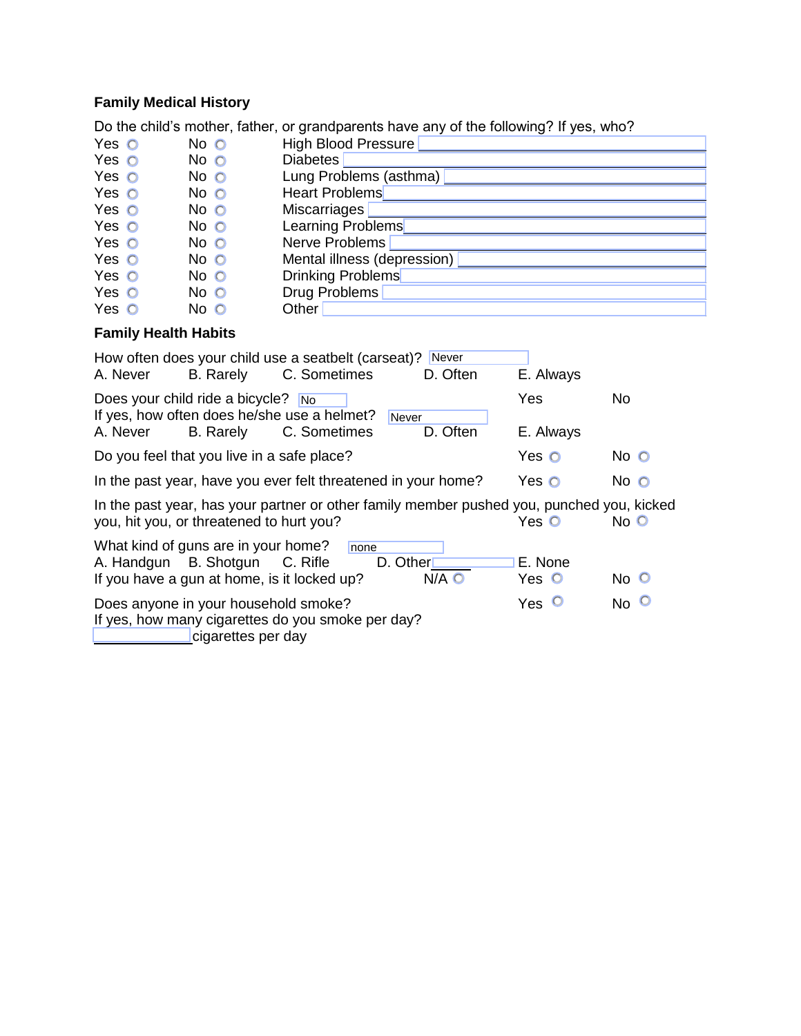**Family Medical History**

Do the child's mother, father, or grandparents have any of the following? If yes, who?

| | | | |
|---|---|---|---|
| Yes | No | High Blood Pressure | |
| Yes | No | Diabetes | |
| Yes | No | Lung Problems (asthma) | |
| Yes | No | Heart Problems | |
| Yes | No | Miscarriages | |
| Yes | No | Learning Problems | |
| Yes | No | Nerve Problems | |
| Yes | No | Mental illness (depression) | |
| Yes | No | Drinking Problems | |
| Yes | No | Drug Problems | |
| Yes | No | Other | |

**Family Health Habits**

How often does your child use a seatbelt (carseat)? Never

A. Never B. Rarely C. Sometimes D. Often E. Always

Does your child ride a bicycle? No Yes No

If yes, how often does he/she use a helmet? Never

A. Never B. Rarely C. Sometimes D. Often E. Always

Do you feel that you live in a safe place? Yes No

In the past year, have you ever felt threatened in your home? Yes No

In the past year, has your partner or other family member pushed you, punched you, kicked you, hit you, or threatened to hurt you? Yes No

What kind of guns are in your home? none

A. Handgun B. Shotgun C. Rifle D. Other E. None

If you have a gun at home, is it locked up? N/A Yes No

Does anyone in your household smoke? Yes No

If yes, how many cigarettes do you smoke per day?

\_\_\_\_\_\_\_\_ cigarettes per day